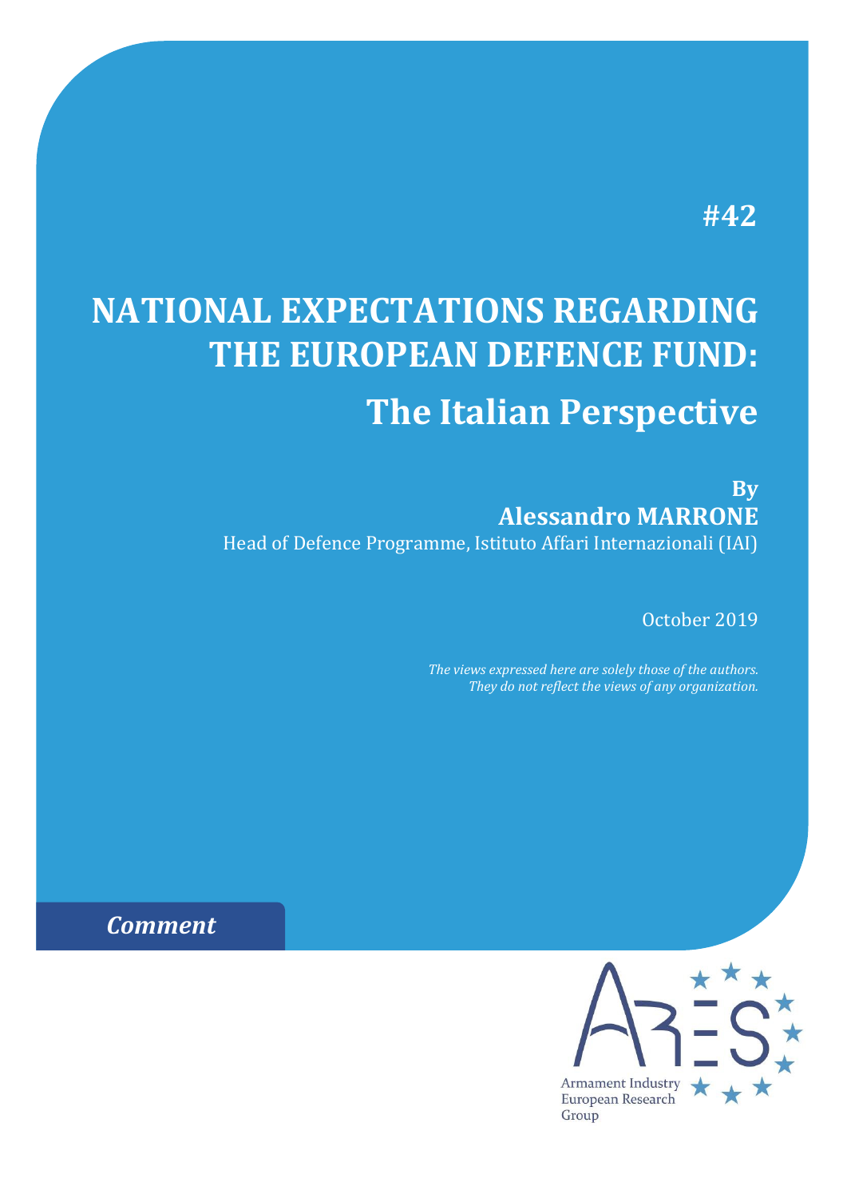#42

# NATIONAL EXPECTATIONS REGARDING THE EUROPEAN DEFENCE FUND:

## The Italian Perspective

**By**
**Alessandro MARRONE**
Head of Defence Programme, Istituto Affari Internazionali (IAI)

October 2019

*The views expressed here are solely those of the authors. They do not reflect the views of any organization.*

***Comment***

Armament Industry European Research Group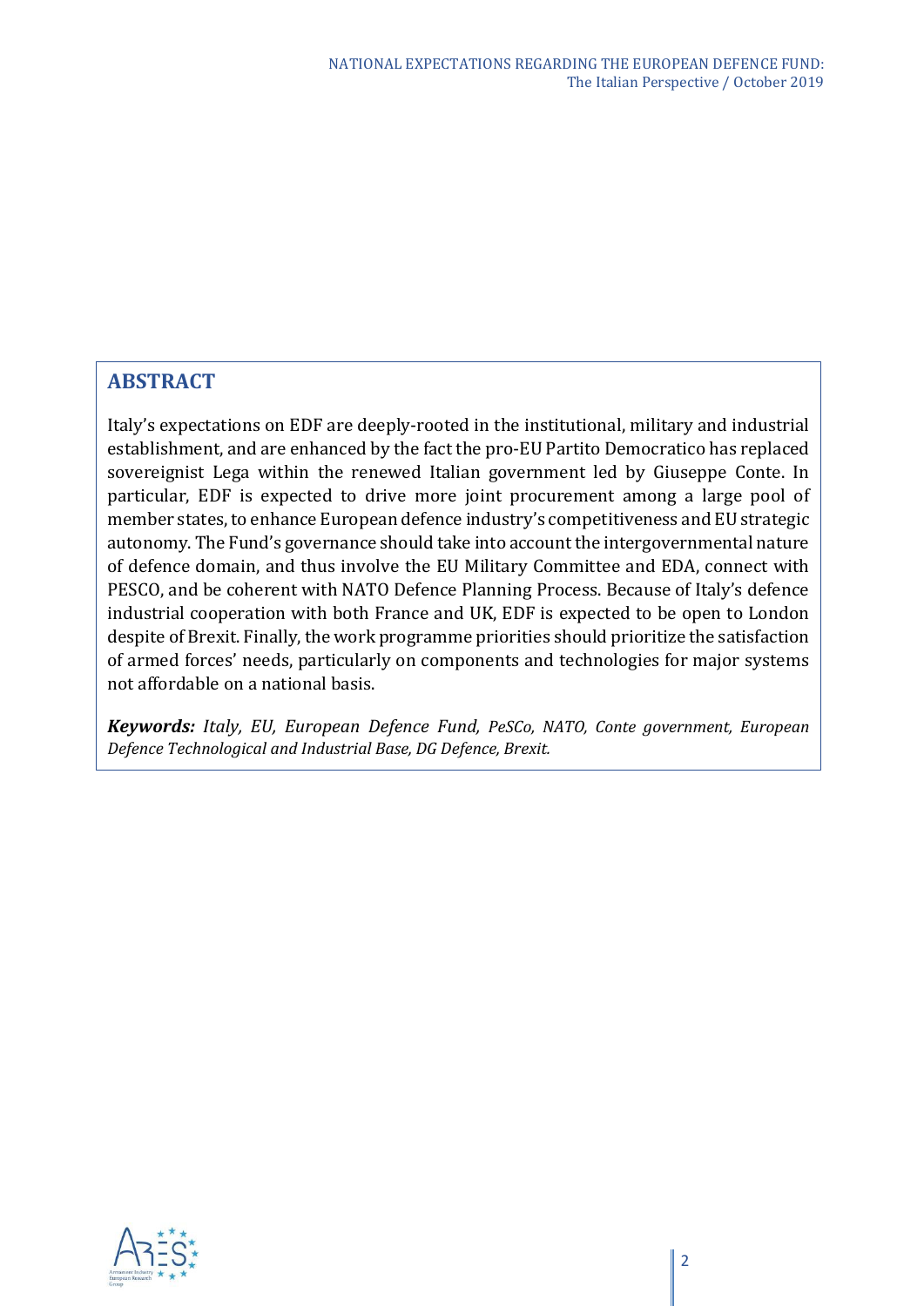## ABSTRACT

Italy's expectations on EDF are deeply-rooted in the institutional, military and industrial establishment, and are enhanced by the fact the pro-EU Partito Democratico has replaced sovereignist Lega within the renewed Italian government led by Giuseppe Conte. In particular, EDF is expected to drive more joint procurement among a large pool of member states, to enhance European defence industry's competitiveness and EU strategic autonomy. The Fund's governance should take into account the intergovernmental nature of defence domain, and thus involve the EU Military Committee and EDA, connect with PESCO, and be coherent with NATO Defence Planning Process. Because of Italy's defence industrial cooperation with both France and UK, EDF is expected to be open to London despite of Brexit. Finally, the work programme priorities should prioritize the satisfaction of armed forces' needs, particularly on components and technologies for major systems not affordable on a national basis.

***Keywords:*** *Italy, EU, European Defence Fund, PeSCo, NATO, Conte government, European Defence Technological and Industrial Base, DG Defence, Brexit.*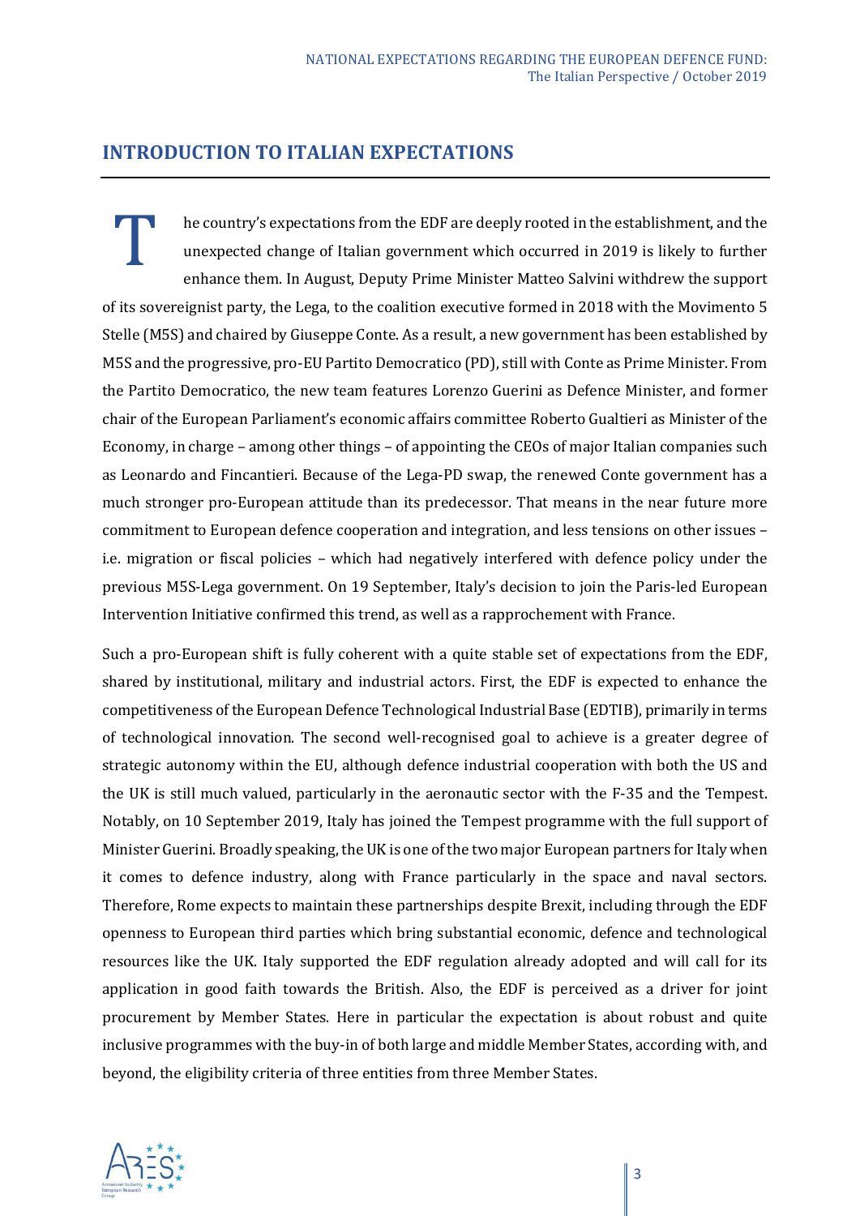## INTRODUCTION TO ITALIAN EXPECTATIONS

The country's expectations from the EDF are deeply rooted in the establishment, and the unexpected change of Italian government which occurred in 2019 is likely to further enhance them. In August, Deputy Prime Minister Matteo Salvini withdrew the support of its sovereignist party, the Lega, to the coalition executive formed in 2018 with the Movimento 5 Stelle (M5S) and chaired by Giuseppe Conte. As a result, a new government has been established by M5S and the progressive, pro-EU Partito Democratico (PD), still with Conte as Prime Minister. From the Partito Democratico, the new team features Lorenzo Guerini as Defence Minister, and former chair of the European Parliament's economic affairs committee Roberto Gualtieri as Minister of the Economy, in charge – among other things – of appointing the CEOs of major Italian companies such as Leonardo and Fincantieri. Because of the Lega-PD swap, the renewed Conte government has a much stronger pro-European attitude than its predecessor. That means in the near future more commitment to European defence cooperation and integration, and less tensions on other issues – i.e. migration or fiscal policies – which had negatively interfered with defence policy under the previous M5S-Lega government. On 19 September, Italy's decision to join the Paris-led European Intervention Initiative confirmed this trend, as well as a rapprochement with France.

Such a pro-European shift is fully coherent with a quite stable set of expectations from the EDF, shared by institutional, military and industrial actors. First, the EDF is expected to enhance the competitiveness of the European Defence Technological Industrial Base (EDTIB), primarily in terms of technological innovation. The second well-recognised goal to achieve is a greater degree of strategic autonomy within the EU, although defence industrial cooperation with both the US and the UK is still much valued, particularly in the aeronautic sector with the F-35 and the Tempest. Notably, on 10 September 2019, Italy has joined the Tempest programme with the full support of Minister Guerini. Broadly speaking, the UK is one of the two major European partners for Italy when it comes to defence industry, along with France particularly in the space and naval sectors. Therefore, Rome expects to maintain these partnerships despite Brexit, including through the EDF openness to European third parties which bring substantial economic, defence and technological resources like the UK. Italy supported the EDF regulation already adopted and will call for its application in good faith towards the British. Also, the EDF is perceived as a driver for joint procurement by Member States. Here in particular the expectation is about robust and quite inclusive programmes with the buy-in of both large and middle Member States, according with, and beyond, the eligibility criteria of three entities from three Member States.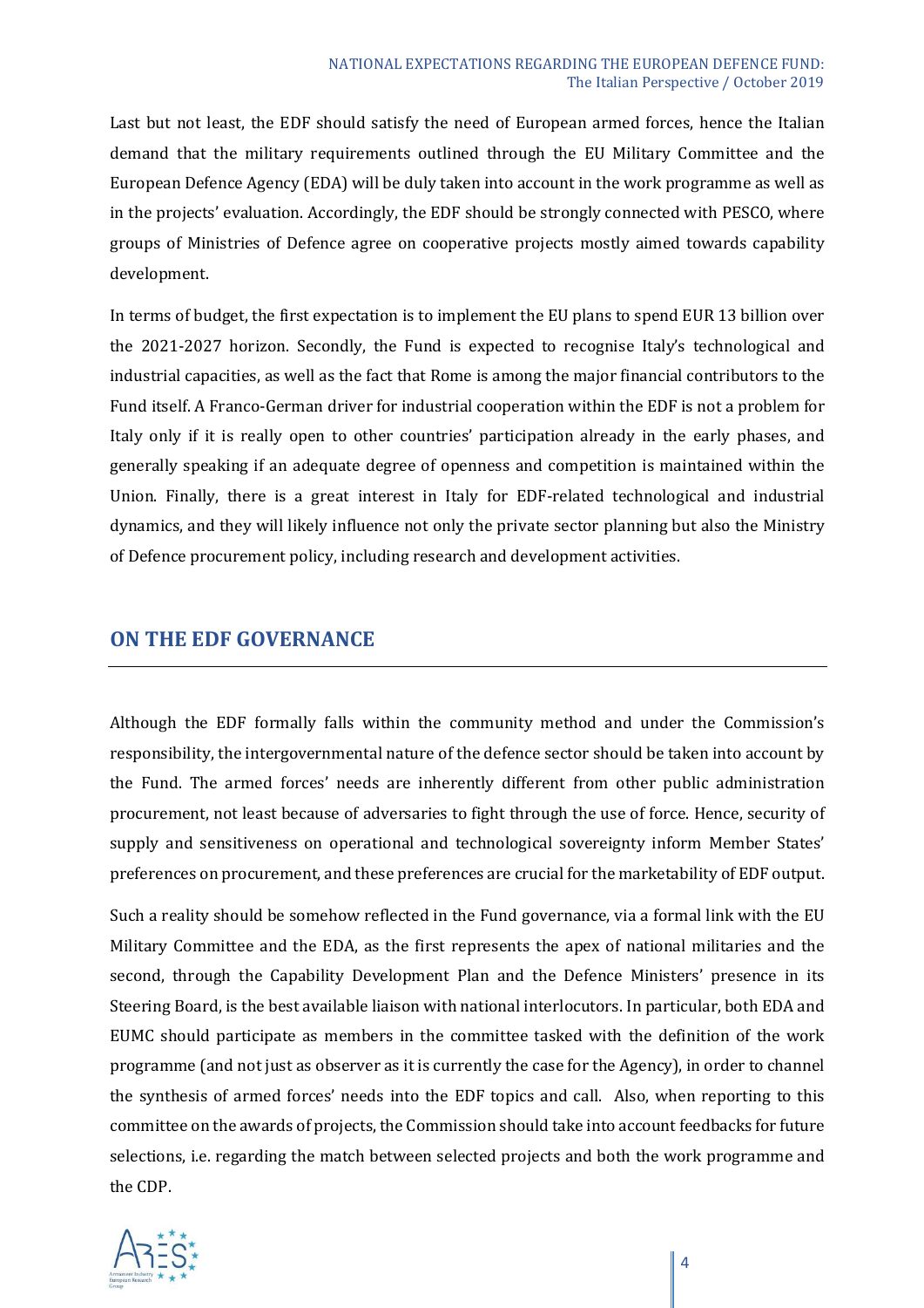Last but not least, the EDF should satisfy the need of European armed forces, hence the Italian demand that the military requirements outlined through the EU Military Committee and the European Defence Agency (EDA) will be duly taken into account in the work programme as well as in the projects' evaluation. Accordingly, the EDF should be strongly connected with PESCO, where groups of Ministries of Defence agree on cooperative projects mostly aimed towards capability development.

In terms of budget, the first expectation is to implement the EU plans to spend EUR 13 billion over the 2021-2027 horizon. Secondly, the Fund is expected to recognise Italy's technological and industrial capacities, as well as the fact that Rome is among the major financial contributors to the Fund itself. A Franco-German driver for industrial cooperation within the EDF is not a problem for Italy only if it is really open to other countries' participation already in the early phases, and generally speaking if an adequate degree of openness and competition is maintained within the Union. Finally, there is a great interest in Italy for EDF-related technological and industrial dynamics, and they will likely influence not only the private sector planning but also the Ministry of Defence procurement policy, including research and development activities.

## ON THE EDF GOVERNANCE

Although the EDF formally falls within the community method and under the Commission's responsibility, the intergovernmental nature of the defence sector should be taken into account by the Fund. The armed forces' needs are inherently different from other public administration procurement, not least because of adversaries to fight through the use of force. Hence, security of supply and sensitiveness on operational and technological sovereignty inform Member States' preferences on procurement, and these preferences are crucial for the marketability of EDF output.

Such a reality should be somehow reflected in the Fund governance, via a formal link with the EU Military Committee and the EDA, as the first represents the apex of national militaries and the second, through the Capability Development Plan and the Defence Ministers' presence in its Steering Board, is the best available liaison with national interlocutors. In particular, both EDA and EUMC should participate as members in the committee tasked with the definition of the work programme (and not just as observer as it is currently the case for the Agency), in order to channel the synthesis of armed forces' needs into the EDF topics and call. Also, when reporting to this committee on the awards of projects, the Commission should take into account feedbacks for future selections, i.e. regarding the match between selected projects and both the work programme and the CDP.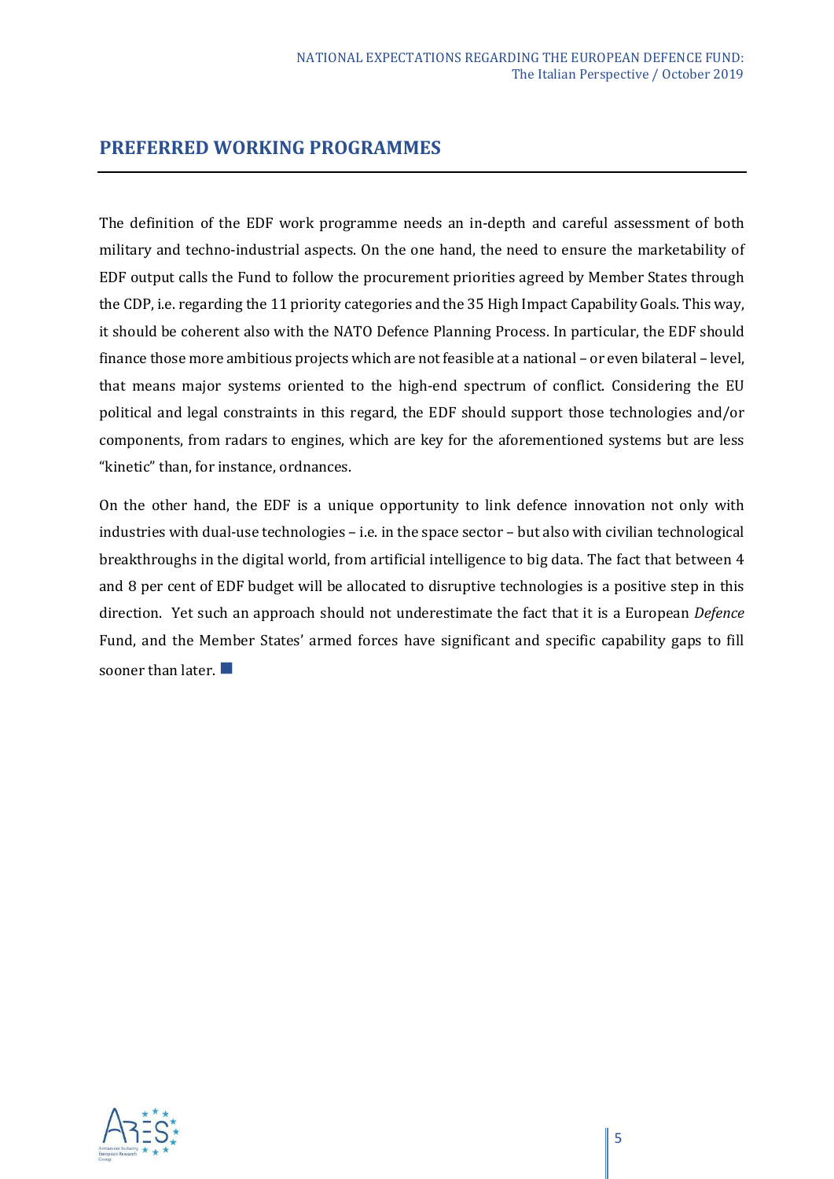## PREFERRED WORKING PROGRAMMES

The definition of the EDF work programme needs an in-depth and careful assessment of both military and techno-industrial aspects. On the one hand, the need to ensure the marketability of EDF output calls the Fund to follow the procurement priorities agreed by Member States through the CDP, i.e. regarding the 11 priority categories and the 35 High Impact Capability Goals. This way, it should be coherent also with the NATO Defence Planning Process. In particular, the EDF should finance those more ambitious projects which are not feasible at a national – or even bilateral – level, that means major systems oriented to the high-end spectrum of conflict. Considering the EU political and legal constraints in this regard, the EDF should support those technologies and/or components, from radars to engines, which are key for the aforementioned systems but are less "kinetic" than, for instance, ordnances.

On the other hand, the EDF is a unique opportunity to link defence innovation not only with industries with dual-use technologies – i.e. in the space sector – but also with civilian technological breakthroughs in the digital world, from artificial intelligence to big data. The fact that between 4 and 8 per cent of EDF budget will be allocated to disruptive technologies is a positive step in this direction. Yet such an approach should not underestimate the fact that it is a European *Defence* Fund, and the Member States' armed forces have significant and specific capability gaps to fill sooner than later. ■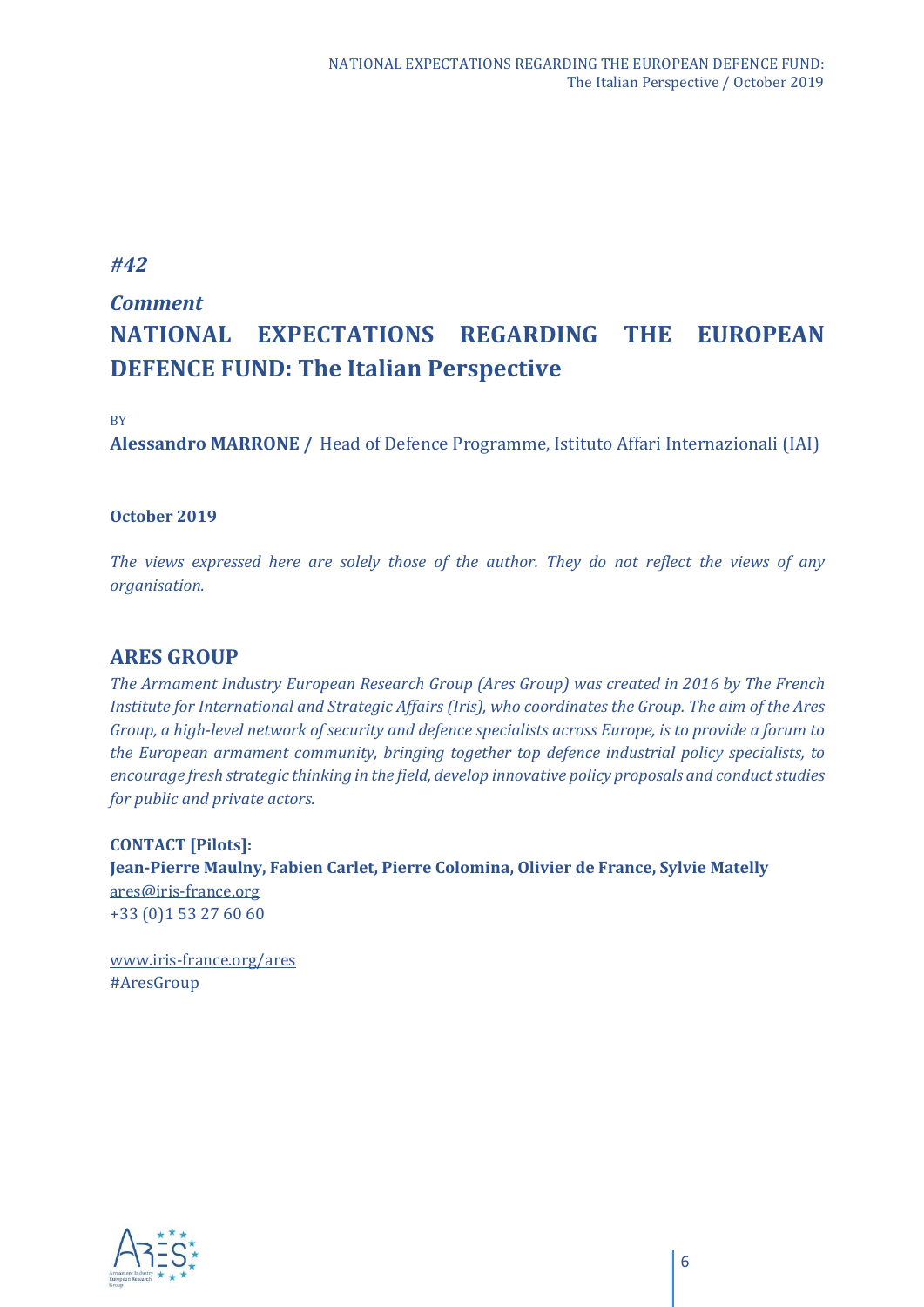*#42*

***Comment***

# NATIONAL EXPECTATIONS REGARDING THE EUROPEAN DEFENCE FUND: The Italian Perspective

BY

**Alessandro MARRONE /** Head of Defence Programme, Istituto Affari Internazionali (IAI)

**October 2019**

*The views expressed here are solely those of the author. They do not reflect the views of any organisation.*

## ARES GROUP

*The Armament Industry European Research Group (Ares Group) was created in 2016 by The French Institute for International and Strategic Affairs (Iris), who coordinates the Group. The aim of the Ares Group, a high-level network of security and defence specialists across Europe, is to provide a forum to the European armament community, bringing together top defence industrial policy specialists, to encourage fresh strategic thinking in the field, develop innovative policy proposals and conduct studies for public and private actors.*

**CONTACT [Pilots]:**
**Jean-Pierre Maulny, Fabien Carlet, Pierre Colomina, Olivier de France, Sylvie Matelly**
ares@iris-france.org
+33 (0)1 53 27 60 60

www.iris-france.org/ares
#AresGroup